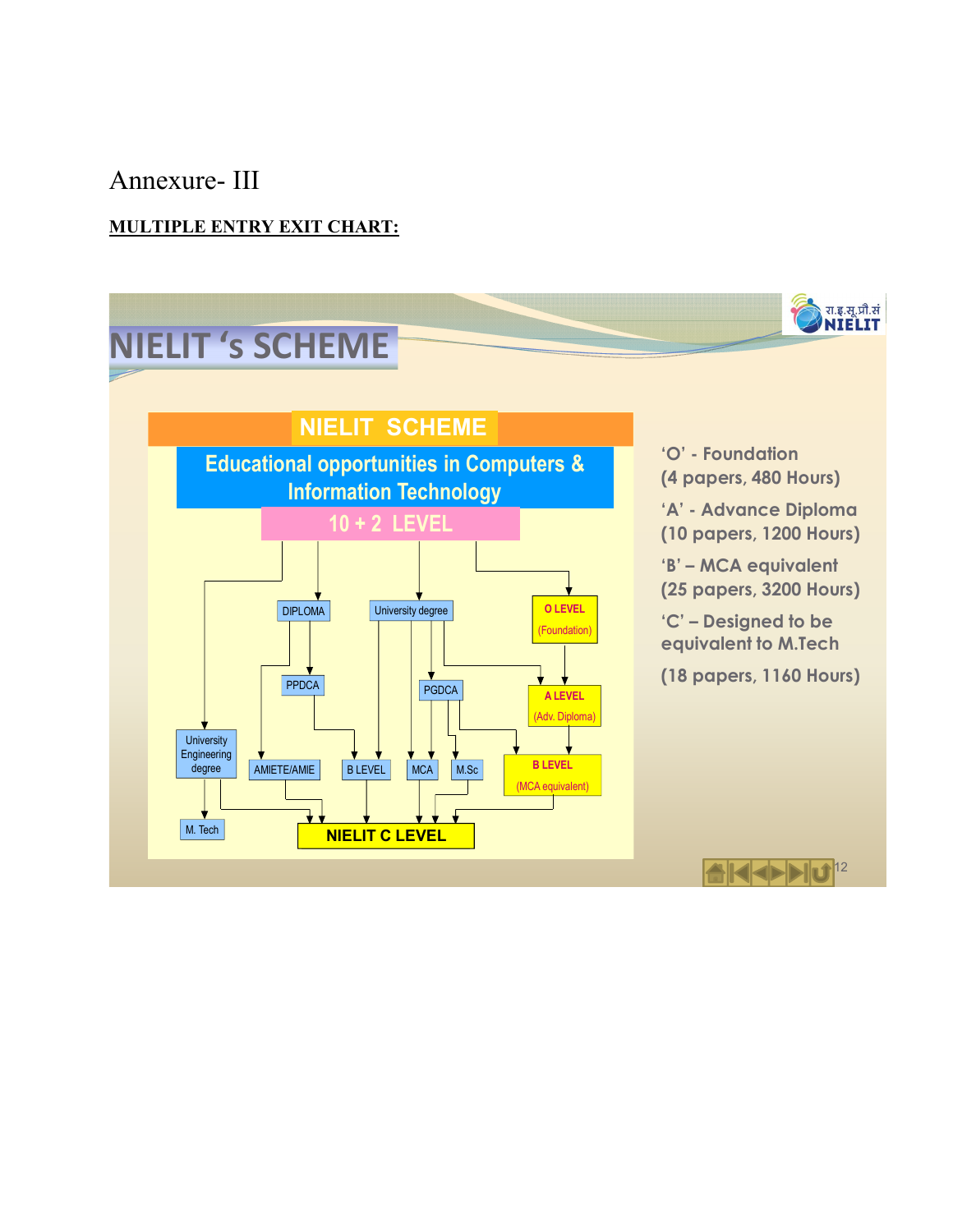# Annexure- III

**MULTIPLE ENTRY EXIT CHART:**

## NIELIT 's SCHEME

**NIELIT SCHEME**

**Educational opportunities in Computers & Information Technology**

**10 + 2 LEVEL**

- DIPLOMA
- University degree
- O LEVEL (Foundation)
- PPDCA
- PGDCA
- A LEVEL (Adv. Diploma)
- University Engineering degree
- AMIETE/AMIE
- B LEVEL
- MCA
- M.Sc
- B LEVEL (MCA equivalent)
- M. Tech
- NIELIT C LEVEL

'O' - Foundation (4 papers, 480 Hours)

'A' - Advance Diploma (10 papers, 1200 Hours)

'B' – MCA equivalent (25 papers, 3200 Hours)

'C' – Designed to be equivalent to M.Tech

(18 papers, 1160 Hours)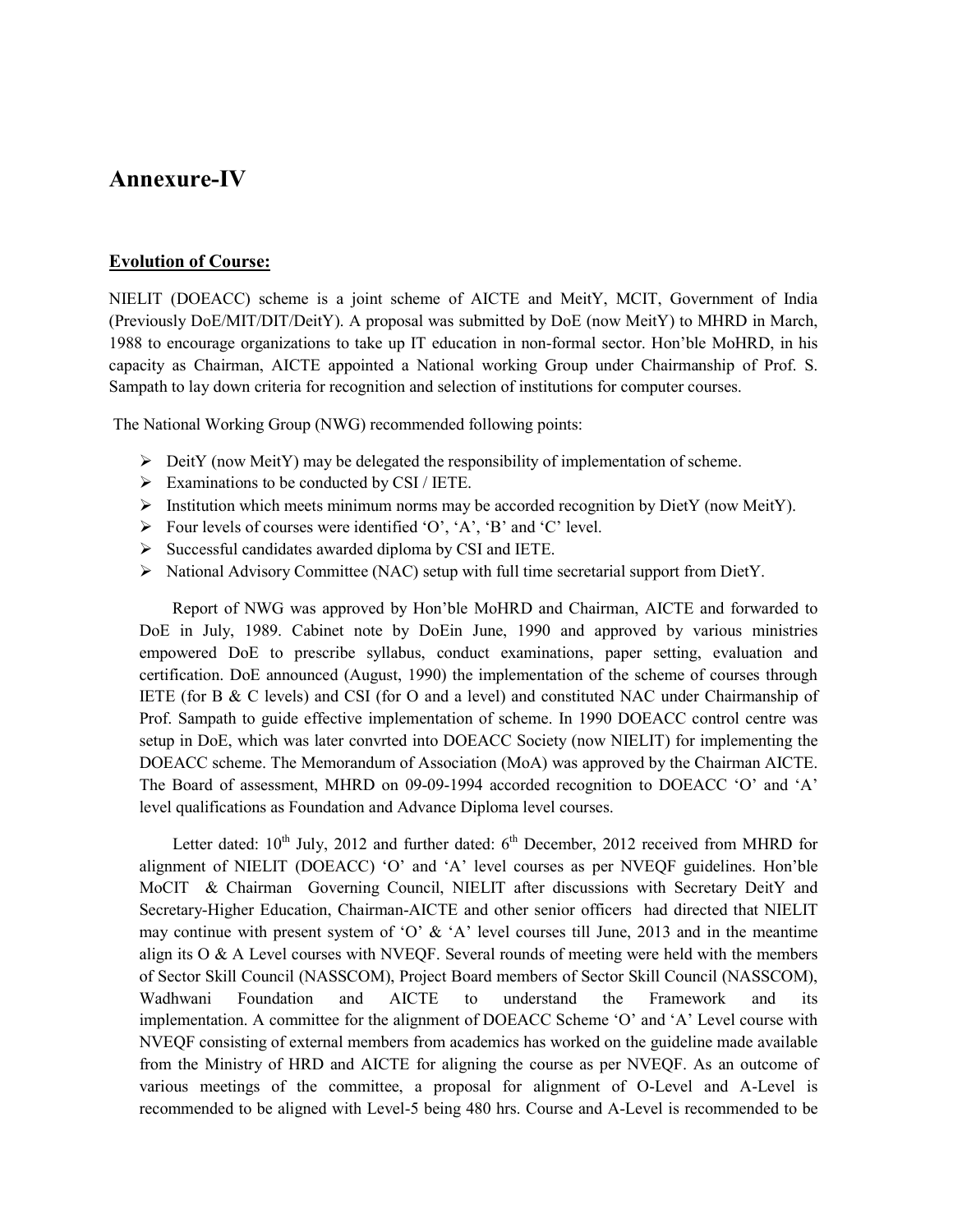# Annexure-IV

**Evolution of Course:**

NIELIT (DOEACC) scheme is a joint scheme of AICTE and MeitY, MCIT, Government of India (Previously DoE/MIT/DIT/DeitY). A proposal was submitted by DoE (now MeitY) to MHRD in March, 1988 to encourage organizations to take up IT education in non-formal sector. Hon'ble MoHRD, in his capacity as Chairman, AICTE appointed a National working Group under Chairmanship of Prof. S. Sampath to lay down criteria for recognition and selection of institutions for computer courses.

The National Working Group (NWG) recommended following points:

- DeitY (now MeitY) may be delegated the responsibility of implementation of scheme.
- Examinations to be conducted by CSI / IETE.
- Institution which meets minimum norms may be accorded recognition by DietY (now MeitY).
- Four levels of courses were identified 'O', 'A', 'B' and 'C' level.
- Successful candidates awarded diploma by CSI and IETE.
- National Advisory Committee (NAC) setup with full time secretarial support from DietY.

Report of NWG was approved by Hon'ble MoHRD and Chairman, AICTE and forwarded to DoE in July, 1989. Cabinet note by DoEin June, 1990 and approved by various ministries empowered DoE to prescribe syllabus, conduct examinations, paper setting, evaluation and certification. DoE announced (August, 1990) the implementation of the scheme of courses through IETE (for B & C levels) and CSI (for O and a level) and constituted NAC under Chairmanship of Prof. Sampath to guide effective implementation of scheme. In 1990 DOEACC control centre was setup in DoE, which was later convrted into DOEACC Society (now NIELIT) for implementing the DOEACC scheme. The Memorandum of Association (MoA) was approved by the Chairman AICTE. The Board of assessment, MHRD on 09-09-1994 accorded recognition to DOEACC 'O' and 'A' level qualifications as Foundation and Advance Diploma level courses.

Letter dated: 10th July, 2012 and further dated: 6th December, 2012 received from MHRD for alignment of NIELIT (DOEACC) 'O' and 'A' level courses as per NVEQF guidelines. Hon'ble MoCIT & Chairman Governing Council, NIELIT after discussions with Secretary DeitY and Secretary-Higher Education, Chairman-AICTE and other senior officers had directed that NIELIT may continue with present system of 'O' & 'A' level courses till June, 2013 and in the meantime align its O & A Level courses with NVEQF. Several rounds of meeting were held with the members of Sector Skill Council (NASSCOM), Project Board members of Sector Skill Council (NASSCOM), Wadhwani Foundation and AICTE to understand the Framework and its implementation. A committee for the alignment of DOEACC Scheme 'O' and 'A' Level course with NVEQF consisting of external members from academics has worked on the guideline made available from the Ministry of HRD and AICTE for aligning the course as per NVEQF. As an outcome of various meetings of the committee, a proposal for alignment of O-Level and A-Level is recommended to be aligned with Level-5 being 480 hrs. Course and A-Level is recommended to be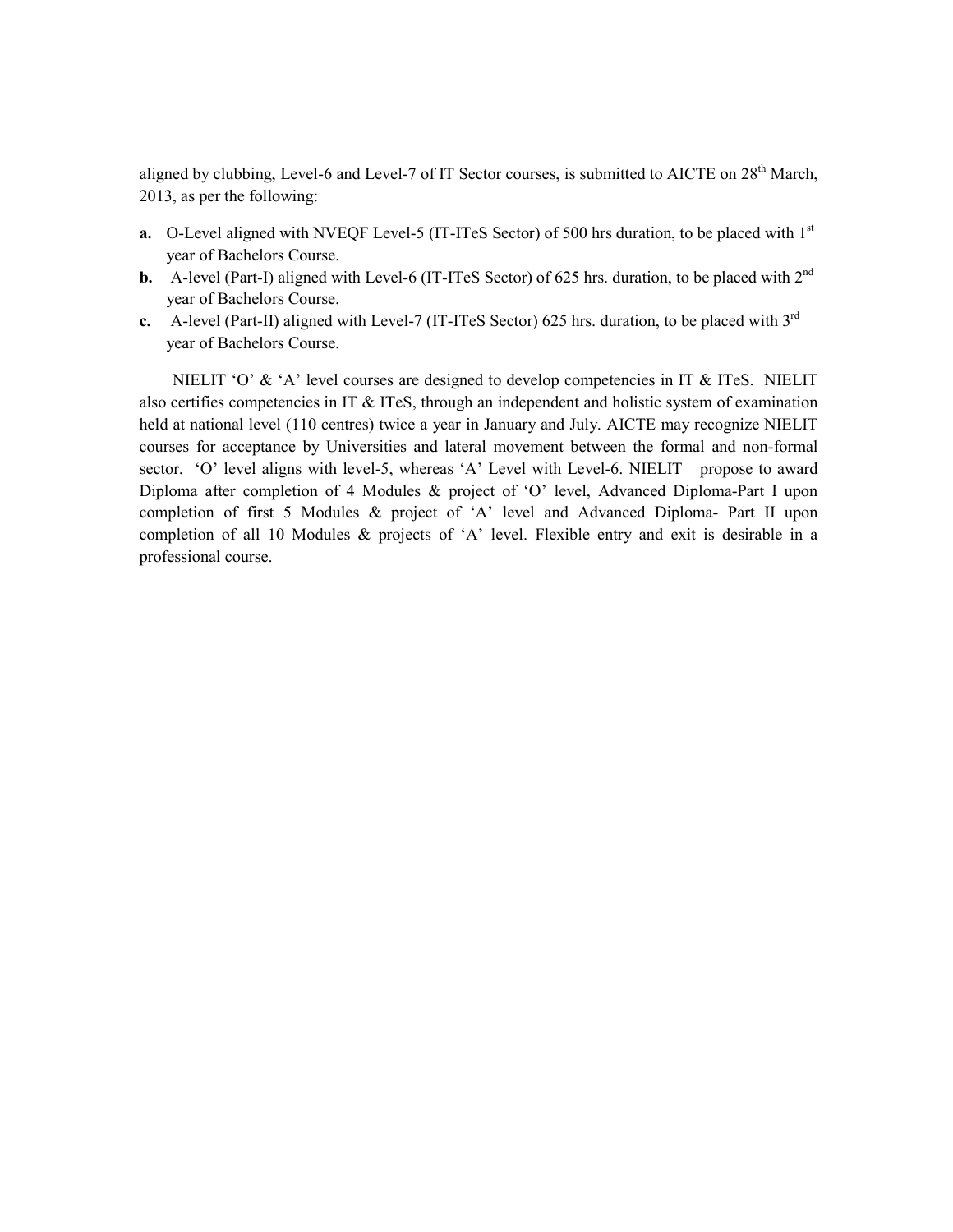aligned by clubbing, Level-6 and Level-7 of IT Sector courses, is submitted to AICTE on 28th March, 2013, as per the following:

**a.** O-Level aligned with NVEQF Level-5 (IT-ITeS Sector) of 500 hrs duration, to be placed with 1st year of Bachelors Course.

**b.** A-level (Part-I) aligned with Level-6 (IT-ITeS Sector) of 625 hrs. duration, to be placed with 2nd year of Bachelors Course.

**c.** A-level (Part-II) aligned with Level-7 (IT-ITeS Sector) 625 hrs. duration, to be placed with 3rd year of Bachelors Course.

NIELIT 'O' & 'A' level courses are designed to develop competencies in IT & ITeS. NIELIT also certifies competencies in IT & ITeS, through an independent and holistic system of examination held at national level (110 centres) twice a year in January and July. AICTE may recognize NIELIT courses for acceptance by Universities and lateral movement between the formal and non-formal sector. 'O' level aligns with level-5, whereas 'A' Level with Level-6. NIELIT propose to award Diploma after completion of 4 Modules & project of 'O' level, Advanced Diploma-Part I upon completion of first 5 Modules & project of 'A' level and Advanced Diploma- Part II upon completion of all 10 Modules & projects of 'A' level. Flexible entry and exit is desirable in a professional course.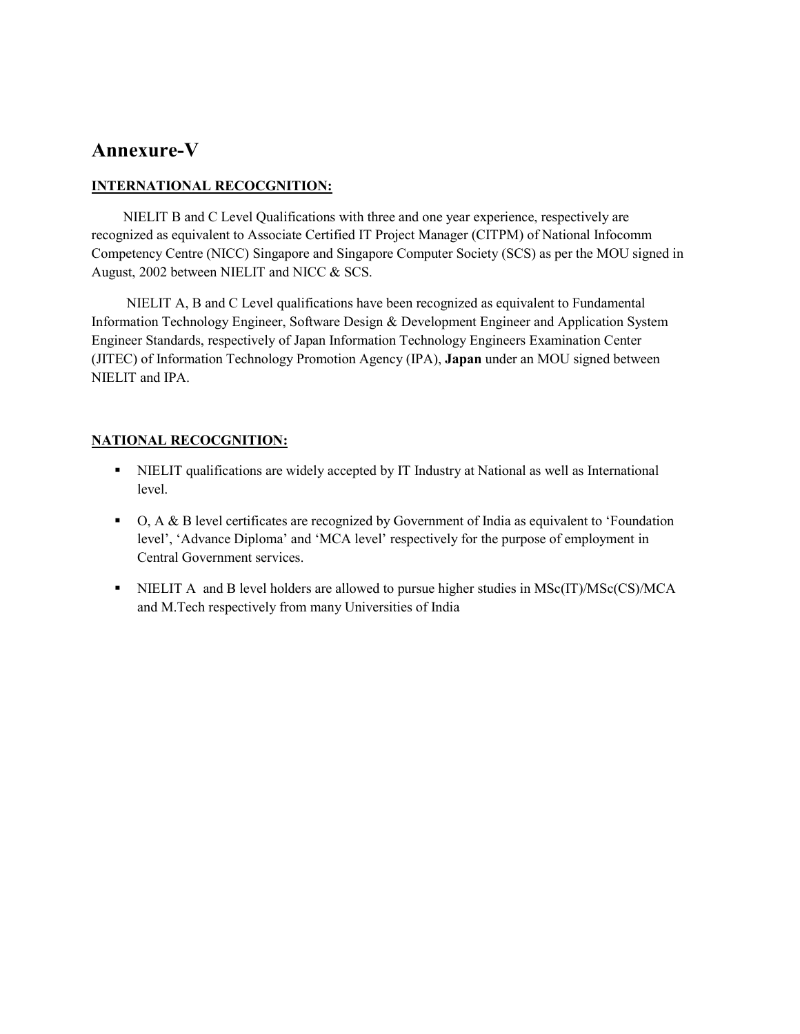# Annexure-V

**INTERNATIONAL RECOCGNITION:**

NIELIT B and C Level Qualifications with three and one year experience, respectively are recognized as equivalent to Associate Certified IT Project Manager (CITPM) of National Infocomm Competency Centre (NICC) Singapore and Singapore Computer Society (SCS) as per the MOU signed in August, 2002 between NIELIT and NICC & SCS.

NIELIT A, B and C Level qualifications have been recognized as equivalent to Fundamental Information Technology Engineer, Software Design & Development Engineer and Application System Engineer Standards, respectively of Japan Information Technology Engineers Examination Center (JITEC) of Information Technology Promotion Agency (IPA), **Japan** under an MOU signed between NIELIT and IPA.

**NATIONAL RECOCGNITION:**

- NIELIT qualifications are widely accepted by IT Industry at National as well as International level.
- O, A & B level certificates are recognized by Government of India as equivalent to 'Foundation level', 'Advance Diploma' and 'MCA level' respectively for the purpose of employment in Central Government services.
- NIELIT A and B level holders are allowed to pursue higher studies in MSc(IT)/MSc(CS)/MCA and M.Tech respectively from many Universities of India